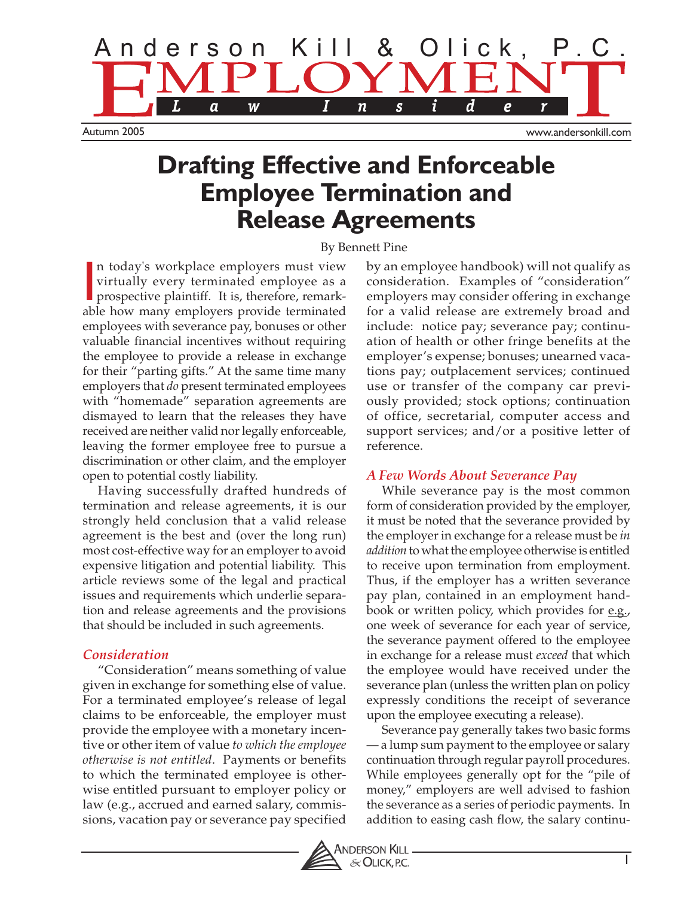Anderson Kill & Olick, P.C.

# EMPLOYMENT Law Insider

Autumn 2005

www.andersonkill.com

# Drafting Effective and Enforceable Employee Termination and Release Agreements

By Bennett Pine

In today's workplace employers must view virtually every terminated employee as a prospective plaintiff. It is, therefore, remarkable how many employers provide terminated employees with severance pay, bonuses or other valuable financial incentives without requiring the employee to provide a release in exchange for their "parting gifts." At the same time many employers that *do* present terminated employees with "homemade" separation agreements are dismayed to learn that the releases they have received are neither valid nor legally enforceable, leaving the former employee free to pursue a discrimination or other claim, and the employer open to potential costly liability.

Having successfully drafted hundreds of termination and release agreements, it is our strongly held conclusion that a valid release agreement is the best and (over the long run) most cost-effective way for an employer to avoid expensive litigation and potential liability. This article reviews some of the legal and practical issues and requirements which underlie separation and release agreements and the provisions that should be included in such agreements.

### *Consideration*

"Consideration" means something of value given in exchange for something else of value. For a terminated employee's release of legal claims to be enforceable, the employer must provide the employee with a monetary incentive or other item of value *to which the employee otherwise is not entitled*. Payments or benefits to which the terminated employee is otherwise entitled pursuant to employer policy or law (e.g., accrued and earned salary, commissions, vacation pay or severance pay specified by an employee handbook) will not qualify as consideration. Examples of "consideration" employers may consider offering in exchange for a valid release are extremely broad and include: notice pay; severance pay; continuation of health or other fringe benefits at the employer's expense; bonuses; unearned vacations pay; outplacement services; continued use or transfer of the company car previously provided; stock options; continuation of office, secretarial, computer access and support services; and/or a positive letter of reference.

### *A Few Words About Severance Pay*

While severance pay is the most common form of consideration provided by the employer, it must be noted that the severance provided by the employer in exchange for a release must be *in addition* to what the employee otherwise is entitled to receive upon termination from employment. Thus, if the employer has a written severance pay plan, contained in an employment handbook or written policy, which provides for e.g., one week of severance for each year of service, the severance payment offered to the employee in exchange for a release must *exceed* that which the employee would have received under the severance plan (unless the written plan on policy expressly conditions the receipt of severance upon the employee executing a release).

Severance pay generally takes two basic forms — a lump sum payment to the employee or salary continuation through regular payroll procedures. While employees generally opt for the "pile of money," employers are well advised to fashion the severance as a series of periodic payments. In addition to easing cash flow, the salary continu-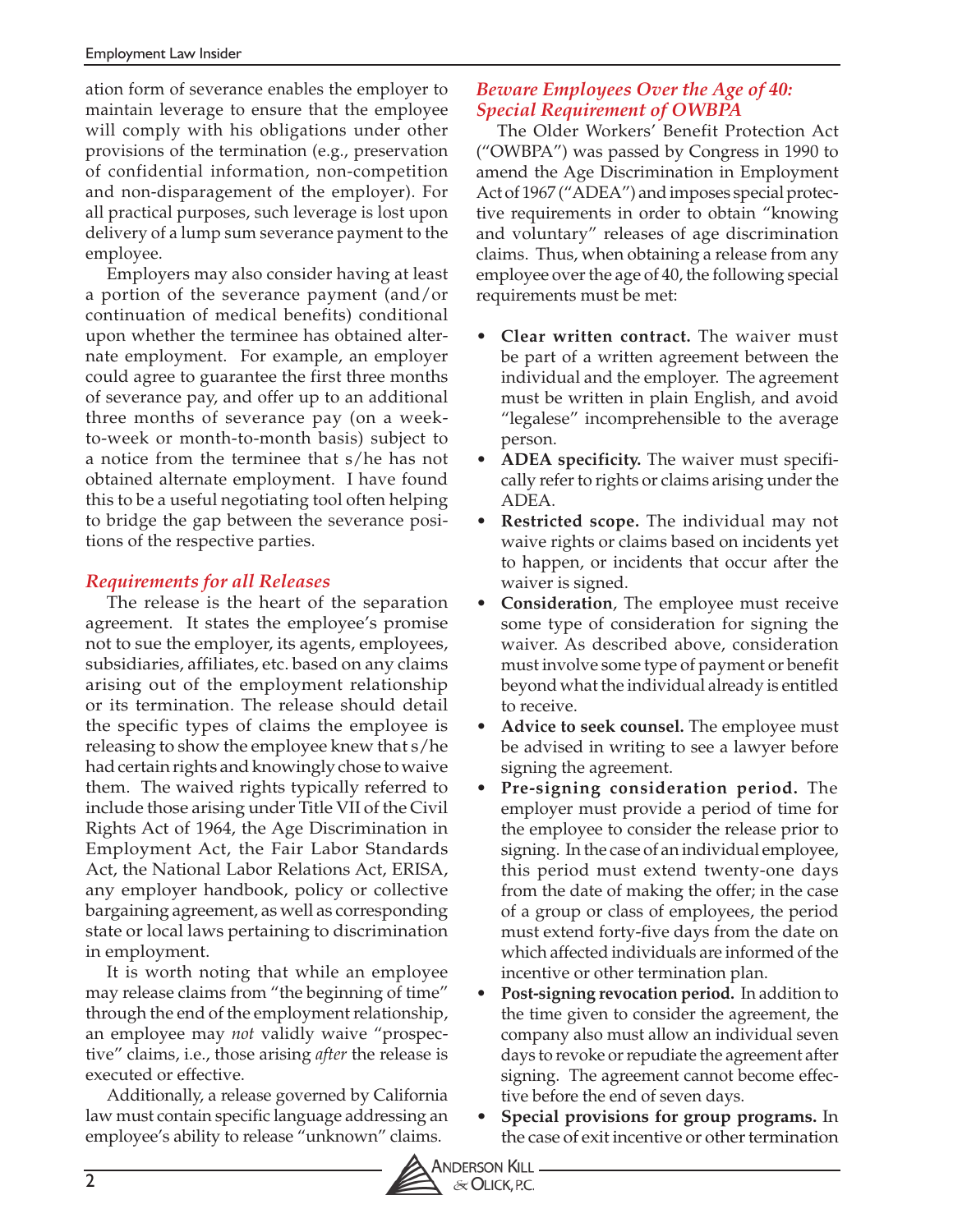ation form of severance enables the employer to maintain leverage to ensure that the employee will comply with his obligations under other provisions of the termination (e.g., preservation of confidential information, non-competition and non-disparagement of the employer). For all practical purposes, such leverage is lost upon delivery of a lump sum severance payment to the employee.

Employers may also consider having at least a portion of the severance payment (and/or continuation of medical benefits) conditional upon whether the terminee has obtained alternate employment. For example, an employer could agree to guarantee the first three months of severance pay, and offer up to an additional three months of severance pay (on a week-to-week or month-to-month basis) subject to a notice from the terminee that s/he has not obtained alternate employment. I have found this to be a useful negotiating tool often helping to bridge the gap between the severance positions of the respective parties.

### *Requirements for all Releases*

The release is the heart of the separation agreement. It states the employee's promise not to sue the employer, its agents, employees, subsidiaries, affiliates, etc. based on any claims arising out of the employment relationship or its termination. The release should detail the specific types of claims the employee is releasing to show the employee knew that s/he had certain rights and knowingly chose to waive them. The waived rights typically referred to include those arising under Title VII of the Civil Rights Act of 1964, the Age Discrimination in Employment Act, the Fair Labor Standards Act, the National Labor Relations Act, ERISA, any employer handbook, policy or collective bargaining agreement, as well as corresponding state or local laws pertaining to discrimination in employment.

It is worth noting that while an employee may release claims from "the beginning of time" through the end of the employment relationship, an employee may *not* validly waive "prospective" claims, i.e., those arising *after* the release is executed or effective.

Additionally, a release governed by California law must contain specific language addressing an employee's ability to release "unknown" claims.

### *Beware Employees Over the Age of 40: Special Requirement of OWBPA*

The Older Workers' Benefit Protection Act ("OWBPA") was passed by Congress in 1990 to amend the Age Discrimination in Employment Act of 1967 ("ADEA") and imposes special protective requirements in order to obtain "knowing and voluntary" releases of age discrimination claims. Thus, when obtaining a release from any employee over the age of 40, the following special requirements must be met:

- **Clear written contract.** The waiver must be part of a written agreement between the individual and the employer. The agreement must be written in plain English, and avoid "legalese" incomprehensible to the average person.
- **ADEA specificity.** The waiver must specifically refer to rights or claims arising under the ADEA.
- **Restricted scope.** The individual may not waive rights or claims based on incidents yet to happen, or incidents that occur after the waiver is signed.
- **Consideration**, The employee must receive some type of consideration for signing the waiver. As described above, consideration must involve some type of payment or benefit beyond what the individual already is entitled to receive.
- **Advice to seek counsel.** The employee must be advised in writing to see a lawyer before signing the agreement.
- **Pre-signing consideration period.** The employer must provide a period of time for the employee to consider the release prior to signing. In the case of an individual employee, this period must extend twenty-one days from the date of making the offer; in the case of a group or class of employees, the period must extend forty-five days from the date on which affected individuals are informed of the incentive or other termination plan.
- **Post-signing revocation period.** In addition to the time given to consider the agreement, the company also must allow an individual seven days to revoke or repudiate the agreement after signing. The agreement cannot become effective before the end of seven days.
- **Special provisions for group programs.** In the case of exit incentive or other termination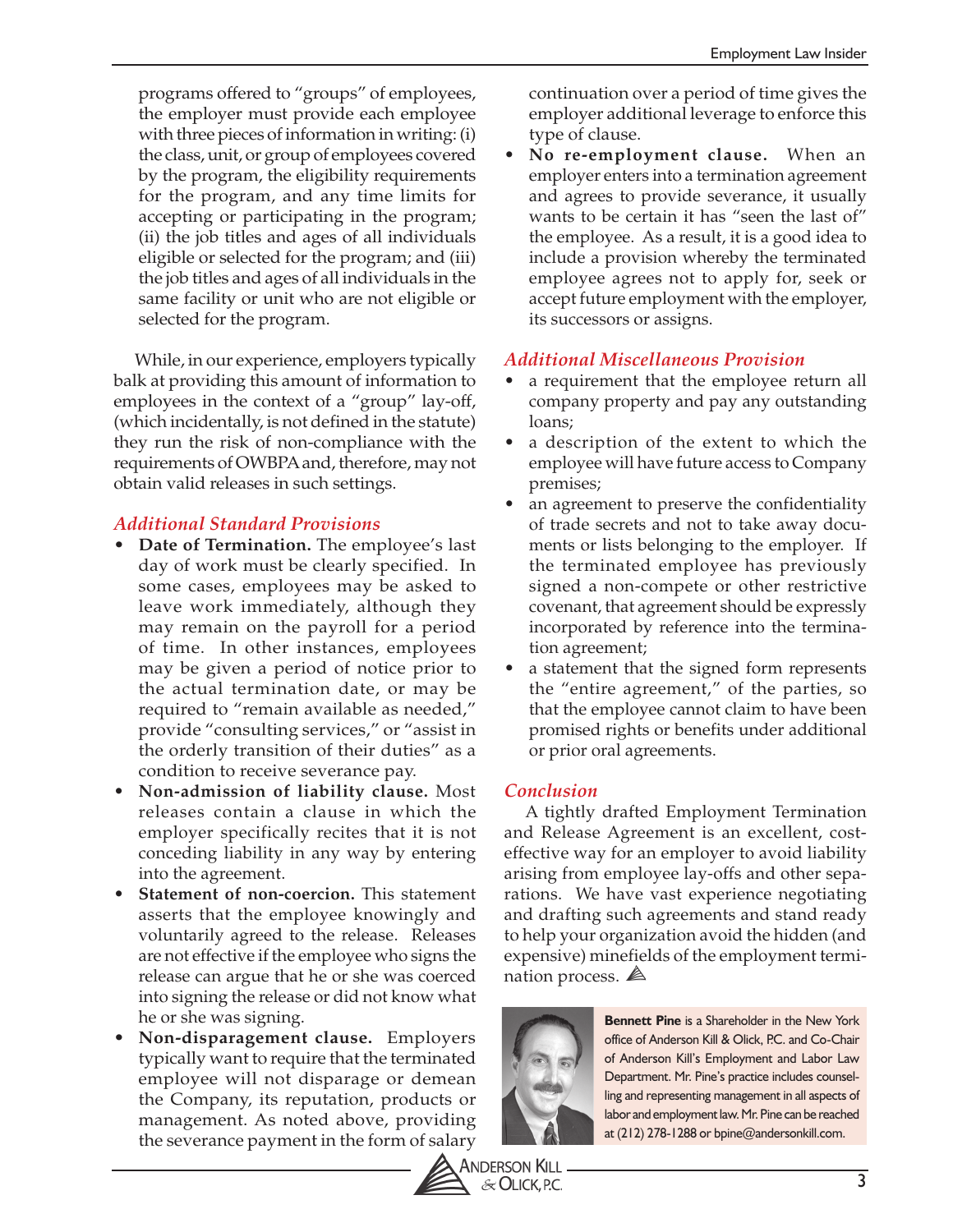programs offered to "groups" of employees, the employer must provide each employee with three pieces of information in writing: (i) the class, unit, or group of employees covered by the program, the eligibility requirements for the program, and any time limits for accepting or participating in the program; (ii) the job titles and ages of all individuals eligible or selected for the program; and (iii) the job titles and ages of all individuals in the same facility or unit who are not eligible or selected for the program.

While, in our experience, employers typically balk at providing this amount of information to employees in the context of a "group" lay-off, (which incidentally, is not defined in the statute) they run the risk of non-compliance with the requirements of OWBPA and, therefore, may not obtain valid releases in such settings.

### *Additional Standard Provisions*

- **Date of Termination.** The employee's last day of work must be clearly specified. In some cases, employees may be asked to leave work immediately, although they may remain on the payroll for a period of time. In other instances, employees may be given a period of notice prior to the actual termination date, or may be required to "remain available as needed," provide "consulting services," or "assist in the orderly transition of their duties" as a condition to receive severance pay.
- **Non-admission of liability clause.** Most releases contain a clause in which the employer specifically recites that it is not conceding liability in any way by entering into the agreement.
- **Statement of non-coercion.** This statement asserts that the employee knowingly and voluntarily agreed to the release. Releases are not effective if the employee who signs the release can argue that he or she was coerced into signing the release or did not know what he or she was signing.
- **Non-disparagement clause.** Employers typically want to require that the terminated employee will not disparage or demean the Company, its reputation, products or management. As noted above, providing the severance payment in the form of salary continuation over a period of time gives the employer additional leverage to enforce this type of clause.
- **No re-employment clause.** When an employer enters into a termination agreement and agrees to provide severance, it usually wants to be certain it has "seen the last of" the employee. As a result, it is a good idea to include a provision whereby the terminated employee agrees not to apply for, seek or accept future employment with the employer, its successors or assigns.

### *Additional Miscellaneous Provision*

- a requirement that the employee return all company property and pay any outstanding loans;
- a description of the extent to which the employee will have future access to Company premises;
- an agreement to preserve the confidentiality of trade secrets and not to take away documents or lists belonging to the employer. If the terminated employee has previously signed a non-compete or other restrictive covenant, that agreement should be expressly incorporated by reference into the termination agreement;
- a statement that the signed form represents the "entire agreement," of the parties, so that the employee cannot claim to have been promised rights or benefits under additional or prior oral agreements.

### *Conclusion*

A tightly drafted Employment Termination and Release Agreement is an excellent, cost-effective way for an employer to avoid liability arising from employee lay-offs and other separations. We have vast experience negotiating and drafting such agreements and stand ready to help your organization avoid the hidden (and expensive) minefields of the employment termination process.

**Bennett Pine** is a Shareholder in the New York office of Anderson Kill & Olick, P.C. and Co-Chair of Anderson Kill's Employment and Labor Law Department. Mr. Pine's practice includes counselling and representing management in all aspects of labor and employment law. Mr. Pine can be reached at (212) 278-1288 or bpine@andersonkill.com.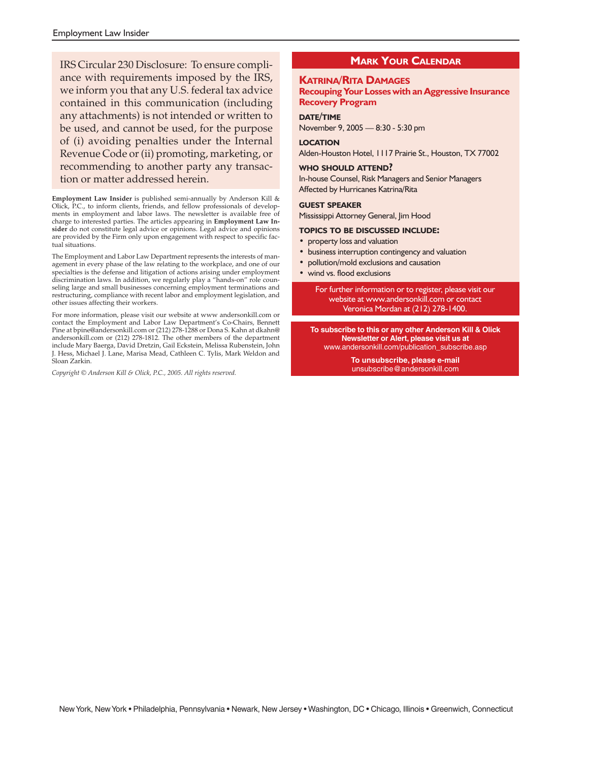IRS Circular 230 Disclosure: To ensure compliance with requirements imposed by the IRS, we inform you that any U.S. federal tax advice contained in this communication (including any attachments) is not intended or written to be used, and cannot be used, for the purpose of (i) avoiding penalties under the Internal Revenue Code or (ii) promoting, marketing, or recommending to another party any transaction or matter addressed herein.

**Employment Law Insider** is published semi-annually by Anderson Kill & Olick, P.C., to inform clients, friends, and fellow professionals of developments in employment and labor laws. The newsletter is available free of charge to interested parties. The articles appearing in **Employment Law Insider** do not constitute legal advice or opinions. Legal advice and opinions are provided by the Firm only upon engagement with respect to specific factual situations.

The Employment and Labor Law Department represents the interests of management in every phase of the law relating to the workplace, and one of our specialties is the defense and litigation of actions arising under employment discrimination laws. In addition, we regularly play a "hands-on" role counseling large and small businesses concerning employment terminations and restructuring, compliance with recent labor and employment legislation, and other issues affecting their workers.

For more information, please visit our website at www andersonkill.com or contact the Employment and Labor Law Department's Co-Chairs, Bennett Pine at bpine@andersonkill.com or (212) 278-1288 or Dona S. Kahn at dkahn@andersonkill.com or (212) 278-1812. The other members of the department include Mary Baerga, David Dretzin, Gail Eckstein, Melissa Rubenstein, John J. Hess, Michael J. Lane, Marisa Mead, Cathleen C. Tylis, Mark Weldon and Sloan Zarkin.

*Copyright © Anderson Kill & Olick, P.C., 2005. All rights reserved.*

## Mark Your Calendar

### Katrina/Rita Damages

**Recouping Your Losses with an Aggressive Insurance Recovery Program**

**DATE/TIME**

November 9, 2005 — 8:30 - 5:30 pm

**LOCATION**

Alden-Houston Hotel, 1117 Prairie St., Houston, TX 77002

**WHO SHOULD ATTEND?**

In-house Counsel, Risk Managers and Senior Managers Affected by Hurricanes Katrina/Rita

**GUEST SPEAKER**

Mississippi Attorney General, Jim Hood

**TOPICS TO BE DISCUSSED INCLUDE:**

- property loss and valuation
- business interruption contingency and valuation
- pollution/mold exclusions and causation
- wind vs. flood exclusions

For further information or to register, please visit our website at www.andersonkill.com or contact Veronica Mordan at (212) 278-1400.

**To subscribe to this or any other Anderson Kill & Olick Newsletter or Alert, please visit us at**
www.andersonkill.com/publication_subscribe.asp

**To unsubscribe, please e-mail**
unsubscribe@andersonkill.com

New York, New York • Philadelphia, Pennsylvania • Newark, New Jersey • Washington, DC • Chicago, Illinois • Greenwich, Connecticut